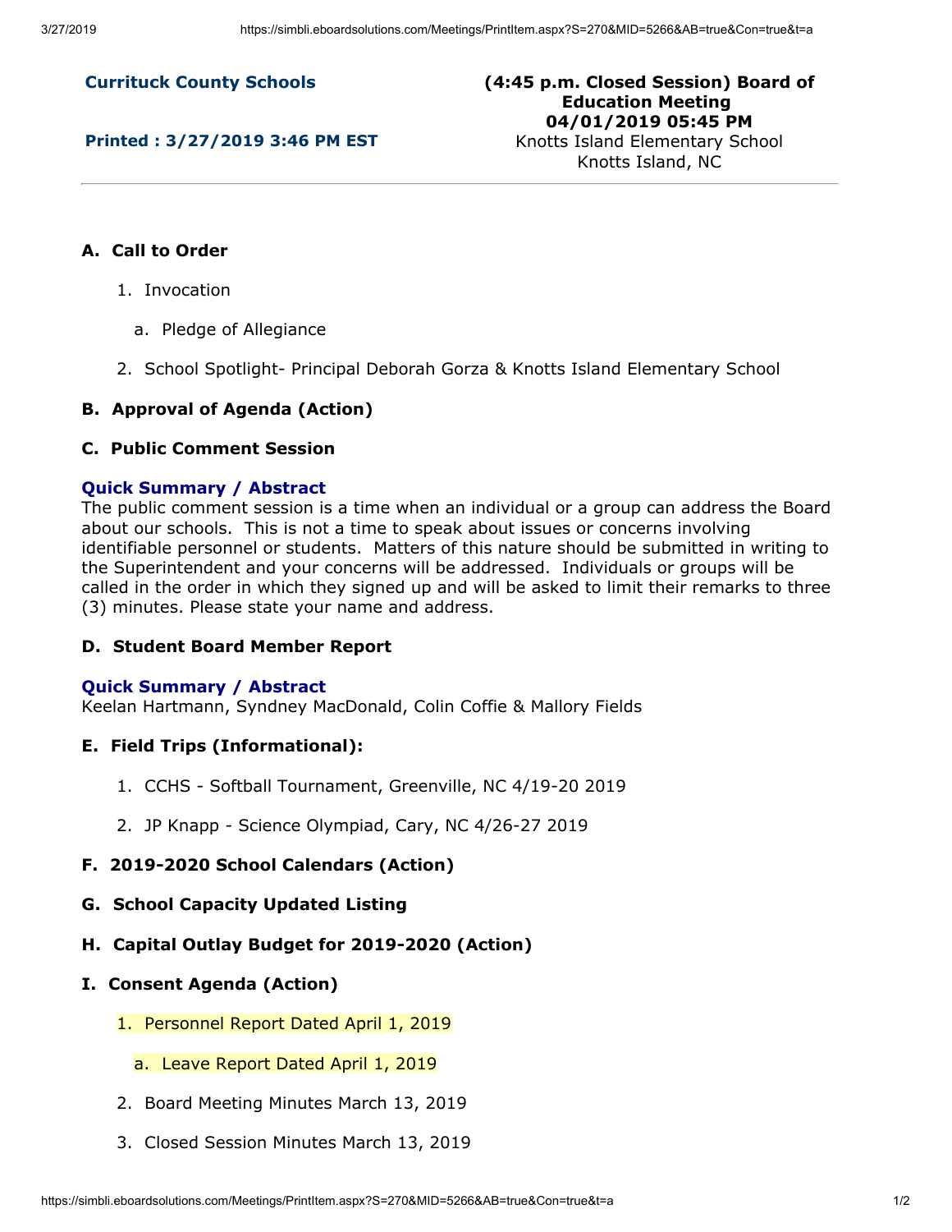**Currituck County Schools**

**Printed : 3/27/2019 3:46 PM EST**

**(4:45 p.m. Closed Session) Board of Education Meeting**
**04/01/2019 05:45 PM**
Knotts Island Elementary School
Knotts Island, NC

---

### A. Call to Order

1. Invocation
   a. Pledge of Allegiance
2. School Spotlight- Principal Deborah Gorza & Knotts Island Elementary School

### B. Approval of Agenda (Action)

### C. Public Comment Session

**Quick Summary / Abstract**
The public comment session is a time when an individual or a group can address the Board about our schools. This is not a time to speak about issues or concerns involving identifiable personnel or students. Matters of this nature should be submitted in writing to the Superintendent and your concerns will be addressed. Individuals or groups will be called in the order in which they signed up and will be asked to limit their remarks to three (3) minutes. Please state your name and address.

### D. Student Board Member Report

**Quick Summary / Abstract**
Keelan Hartmann, Syndney MacDonald, Colin Coffie & Mallory Fields

### E. Field Trips (Informational):

1. CCHS - Softball Tournament, Greenville, NC 4/19-20 2019
2. JP Knapp - Science Olympiad, Cary, NC 4/26-27 2019

### F. 2019-2020 School Calendars (Action)

### G. School Capacity Updated Listing

### H. Capital Outlay Budget for 2019-2020 (Action)

### I. Consent Agenda (Action)

1. Personnel Report Dated April 1, 2019
   a. Leave Report Dated April 1, 2019
2. Board Meeting Minutes March 13, 2019
3. Closed Session Minutes March 13, 2019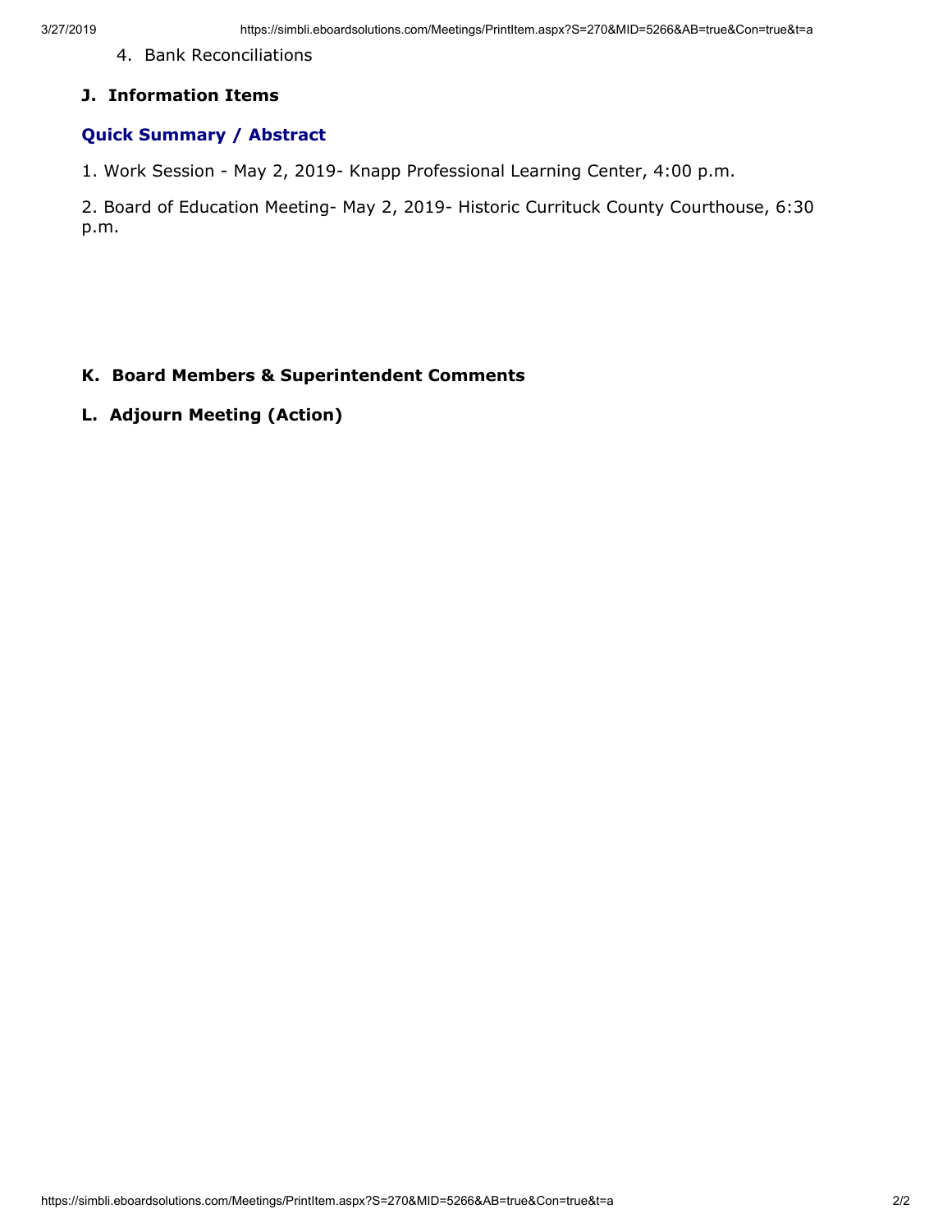4. Bank Reconciliations

## J. Information Items

### Quick Summary / Abstract

1. Work Session - May 2, 2019- Knapp Professional Learning Center, 4:00 p.m.

2. Board of Education Meeting- May 2, 2019- Historic Currituck County Courthouse, 6:30 p.m.

## K. Board Members & Superintendent Comments

## L. Adjourn Meeting (Action)